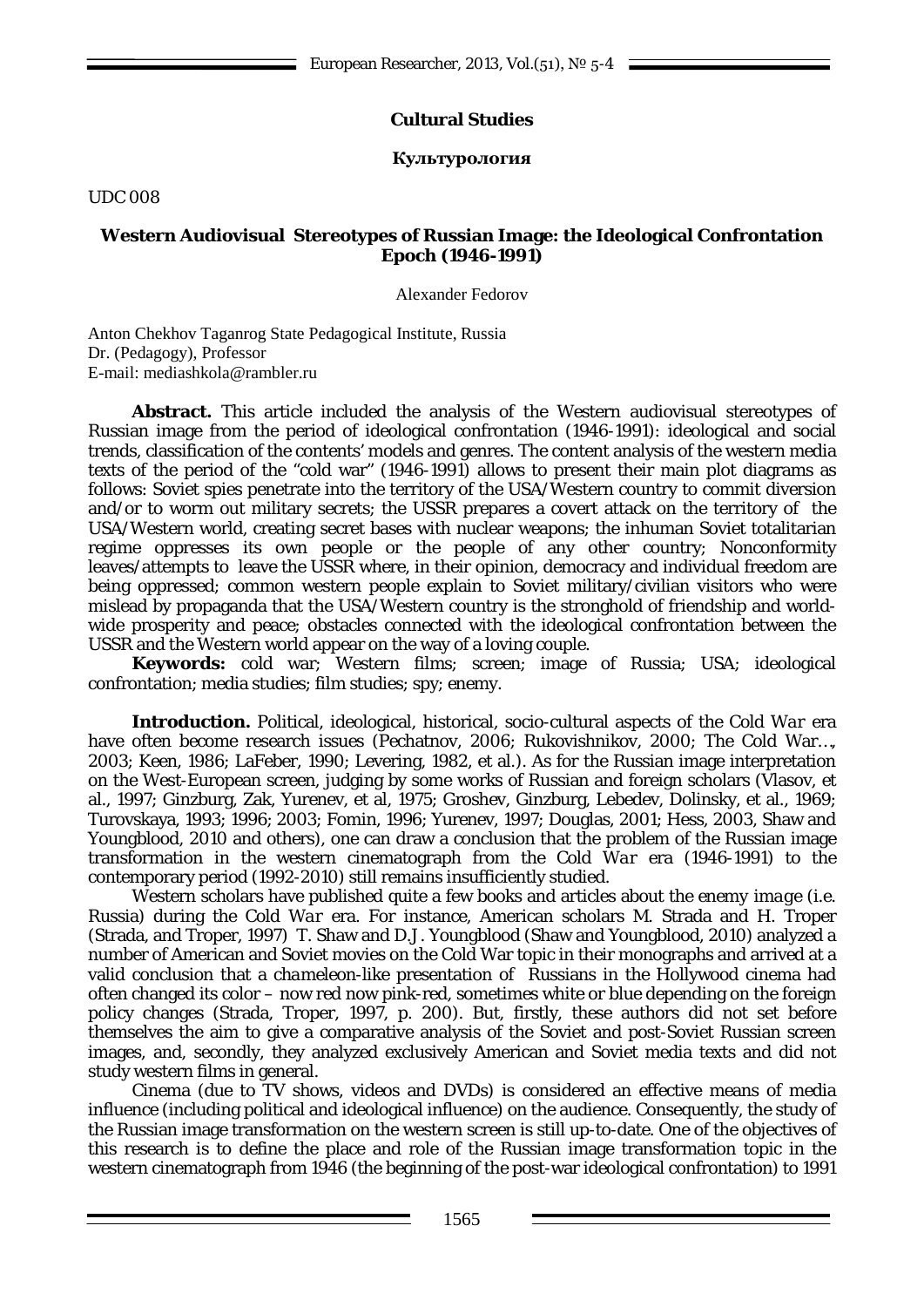**Cultural Studies**

**Культурология**

UDC 008

## Western Audiovisual Stereotypes of Russian Image: the Ideological Confrontation Epoch (1946-1991)

Alexander Fedorov

Anton Chekhov Taganrog State Pedagogical Institute, Russia
Dr. (Pedagogy), Professor
E-mail: mediashkola@rambler.ru

**Abstract.** This article included the analysis of the Western audiovisual stereotypes of Russian image from the period of ideological confrontation (1946-1991): ideological and social trends, classification of the contents' models and genres. The content analysis of the western media texts of the period of the "cold war" (1946-1991) allows to present their main plot diagrams as follows: Soviet spies penetrate into the territory of the USA/Western country to commit diversion and/or to worm out military secrets; the USSR prepares a covert attack on the territory of the USA/Western world, creating secret bases with nuclear weapons; the inhuman Soviet totalitarian regime oppresses its own people or the people of any other country; Nonconformity leaves/attempts to leave the USSR where, in their opinion, democracy and individual freedom are being oppressed; common western people explain to Soviet military/civilian visitors who were mislead by propaganda that the USA/Western country is the stronghold of friendship and world-wide prosperity and peace; obstacles connected with the ideological confrontation between the USSR and the Western world appear on the way of a loving couple.

**Keywords:** cold war; Western films; screen; image of Russia; USA; ideological confrontation; media studies; film studies; spy; enemy.

**Introduction.** Political, ideological, historical, socio-cultural aspects of the *Cold War* era have often become research issues (Pechatnov, 2006; Rukovishnikov, 2000; The Cold War…, 2003; Keen, 1986; LaFeber, 1990; Levering, 1982, et al.). As for the Russian image interpretation on the West-European screen, judging by some works of Russian and foreign scholars (Vlasov, et al., 1997; Ginzburg, Zak, Yurenev, et al, 1975; Groshev, Ginzburg, Lebedev, Dolinsky, et al., 1969; Turovskaya, 1993; 1996; 2003; Fomin, 1996; Yurenev, 1997; Douglas, 2001; Hess, 2003, Shaw and Youngblood, 2010 and others), one can draw a conclusion that the problem of the Russian image transformation in the western cinematograph from the *Cold War* era (1946-1991) to the contemporary period (1992-2010) still remains insufficiently studied.

Western scholars have published quite a few books and articles about the *enemy image* (i.e. Russia) during the *Cold War* era. For instance, American scholars M. Strada and H. Troper (Strada, and Troper, 1997) T. Shaw and D.J. Youngblood (Shaw and Youngblood, 2010) analyzed a number of American and Soviet movies on the Cold War topic in their monographs and arrived at a valid conclusion that a chameleon-like presentation of Russians in the Hollywood cinema had often changed its color – now red now pink-red, sometimes white or blue depending on the foreign policy changes (Strada, Troper, 1997, p. 200). But, firstly, these authors did not set before themselves the aim to give a comparative analysis of the Soviet and post-Soviet Russian screen images, and, secondly, they analyzed exclusively American and Soviet media texts and did not study western films in general.

Cinema (due to TV shows, videos and DVDs) is considered an effective means of media influence (including political and ideological influence) on the audience. Consequently, the study of the Russian image transformation on the western screen is still up-to-date. One of the objectives of this research is to define the place and role of the Russian image transformation topic in the western cinematograph from 1946 (the beginning of the post-war ideological confrontation) to 1991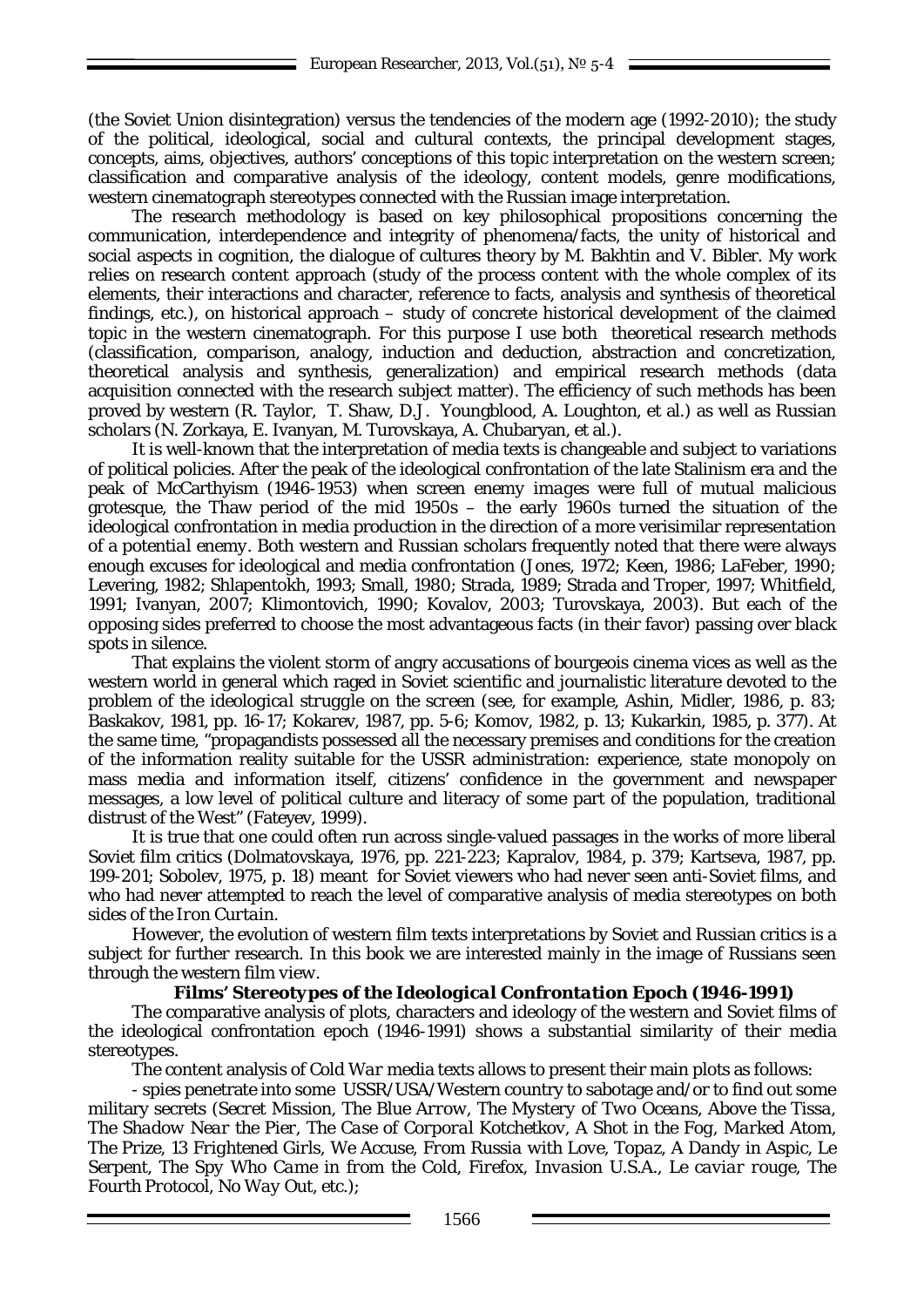(the Soviet Union disintegration) versus the tendencies of the modern age (1992-2010); the study of the political, ideological, social and cultural contexts, the principal development stages, concepts, aims, objectives, authors' conceptions of this topic interpretation on the western screen; classification and comparative analysis of the ideology, content models, genre modifications, western cinematograph stereotypes connected with the Russian image interpretation.

The research methodology is based on key philosophical propositions concerning the communication, interdependence and integrity of phenomena/facts, the unity of historical and social aspects in cognition, the dialogue of cultures theory by M. Bakhtin and V. Bibler. My work relies on research content approach (study of the process content with the whole complex of its elements, their interactions and character, reference to facts, analysis and synthesis of theoretical findings, etc.), on historical approach – study of concrete historical development of the claimed topic in the western cinematograph. For this purpose I use both theoretical research methods (classification, comparison, analogy, induction and deduction, abstraction and concretization, theoretical analysis and synthesis, generalization) and empirical research methods (data acquisition connected with the research subject matter). The efficiency of such methods has been proved by western (R. Taylor, T. Shaw, D.J. Youngblood, A. Loughton, et al.) as well as Russian scholars (N. Zorkaya, E. Ivanyan, M. Turovskaya, A. Chubaryan, et al.).

It is well-known that the interpretation of media texts is changeable and subject to variations of political policies. After the peak of the ideological confrontation of the late Stalinism era and the peak of McCarthyism (1946-1953) when screen enemy *images* were full of mutual malicious grotesque, the Thaw period of the mid 1950s – the early 1960s turned the situation of the ideological confrontation in media production in the direction of a more verisimilar representation of a *potential enemy*. Both western and Russian scholars frequently noted that there were always enough excuses for ideological and media confrontation (Jones, 1972; Keen, 1986; LaFeber, 1990; Levering, 1982; Shlapentokh, 1993; Small, 1980; Strada, 1989; Strada and Troper, 1997; Whitfield, 1991; Ivanyan, 2007; Klimontovich, 1990; Kovalov, 2003; Turovskaya, 2003). But each of the opposing sides preferred to choose the most advantageous facts (in their favor) passing over *black spots* in silence.

That explains the violent storm of angry accusations of bourgeois cinema vices as well as the western world in general which raged in Soviet scientific and journalistic literature devoted to the problem of *the ideological struggle on the screen* (see, for example, Ashin, Midler, 1986, p. 83; Baskakov, 1981, pp. 16-17; Kokarev, 1987, pp. 5-6; Komov, 1982, p. 13; Kukarkin, 1985, p. 377). At the same time, "propagandists possessed all the necessary premises and conditions for the creation of the information reality suitable for the USSR administration: experience, state monopoly on mass media and information itself, citizens' confidence in the government and newspaper messages, a low level of political culture and literacy of some part of the population, traditional distrust of the West" (Fateyev, 1999).

It is true that one could often run across single-valued passages in the works of more liberal Soviet film critics (Dolmatovskaya, 1976, pp. 221-223; Kapralov, 1984, p. 379; Kartseva, 1987, pp. 199-201; Sobolev, 1975, p. 18) meant for Soviet viewers who had never seen anti-Soviet films, and who had never attempted to reach the level of comparative analysis of media stereotypes on both sides of the *Iron Curtain*.

However, the evolution of western film texts interpretations by Soviet and Russian critics is a subject for further research. In this book we are interested mainly in the image of Russians seen through the western film view.

### Films' Stereotypes of the *Ideological Confrontation* Epoch (1946-1991)

The comparative analysis of plots, characters and ideology of the western and Soviet films of the ideological confrontation epoch (1946-1991) shows a substantial similarity of their media stereotypes.

The content analysis of *Cold War* media texts allows to present their main plots as follows:

- spies penetrate into some USSR/USA/Western country to sabotage and/or to find out some military secrets (*Secret Mission*, *The Blue Arrow*, *The Mystery of Two Oceans*, *Above the Tissa*, *The Shadow Near the Pier*, *The Case of Corporal Kotchetkov*, *A Shot in the Fog*, *Marked Atom*, *The Prize*, *13 Frightened Girls*, *We Accuse*, *From Russia with Love*, *Topaz*, *A Dandy in Aspic*, *Le Serpent*, *The Spy Who Came in from the Cold*, *Firefox*, *Invasion U.S.A.*, *Le caviar rouge*, *The Fourth Protocol*, *No Way Out*, etc.);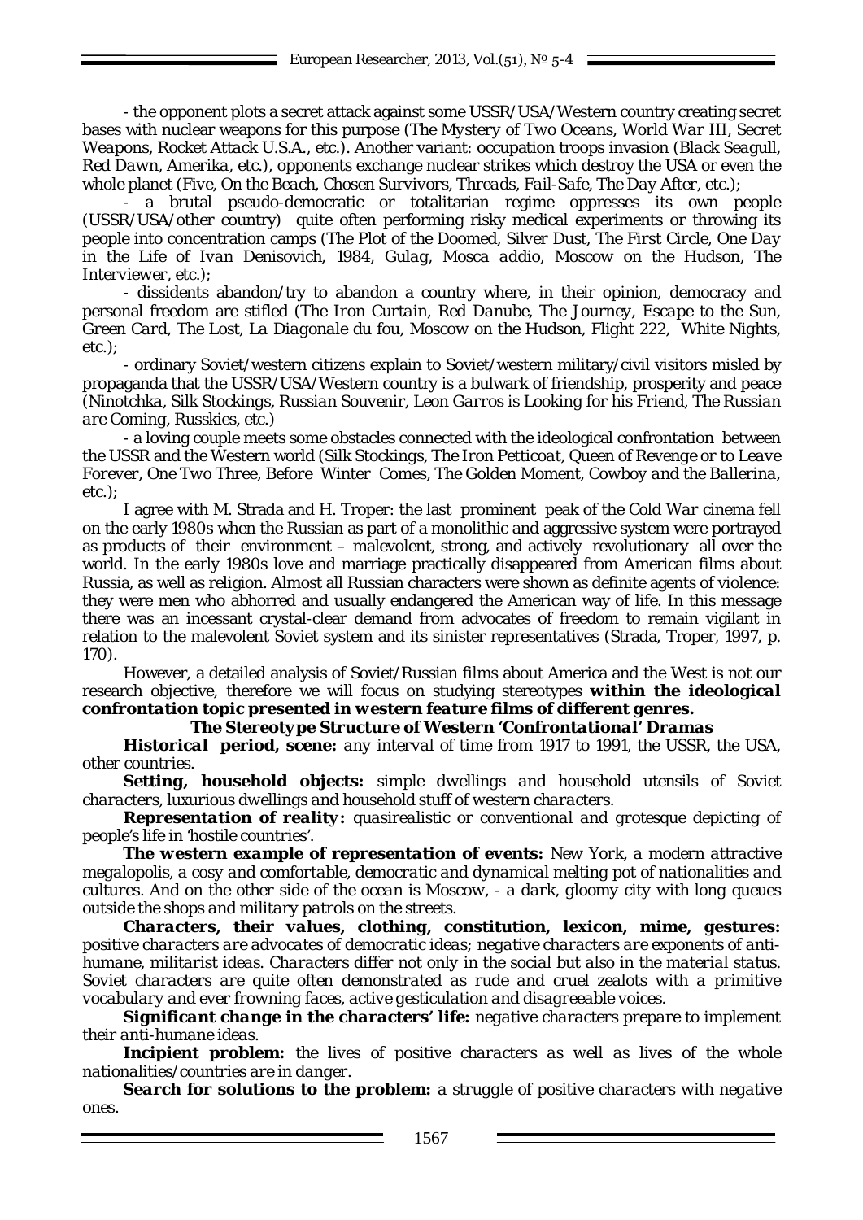- the opponent plots a secret attack against some USSR/USA/Western country creating secret bases with nuclear weapons for this purpose (*The Mystery of Two Oceans, World War III, Secret Weapons, Rocket Attack U.S.A.*, etc.). Another variant: occupation troops invasion (*Black Seagull, Red Dawn, Amerika*, etc.), opponents exchange nuclear strikes which destroy the USA or even the whole planet (*Five, On the Beach, Chosen Survivors, Threads, Fail-Safe, The Day After*, etc.);

- a brutal pseudo-democratic or totalitarian regime oppresses its own people (USSR/USA/other country) quite often performing risky medical experiments or throwing its people into concentration camps (*The Plot of the Doomed, Silver Dust, The First Circle, One Day in the Life of Ivan Denisovich, 1984, Gulag, Mosca addio, Moscow on the Hudson, The Interviewer*, etc.);

- dissidents abandon/try to abandon a country where, in their opinion, democracy and personal freedom are stifled (*The Iron Curtain, Red Danube, The Journey, Escape to the Sun, Green Card, The Lost, La Diagonale du fou, Moscow on the Hudson, Flight 222, White Nights*, etc.);

- ordinary Soviet/western citizens explain to Soviet/western military/civil visitors misled by propaganda that the USSR/USA/Western country is a bulwark of friendship, prosperity and peace (*Ninotchka, Silk Stockings, Russian Souvenir, Leon Garros is Looking for his Friend, The Russian are Coming, Russkies*, etc.)

- a loving couple meets some obstacles connected with the ideological confrontation between the USSR and the Western world (*Silk Stockings, The Iron Petticoat, Queen of Revenge or to Leave Forever, One Two Three, Before Winter Comes, The Golden Moment, Cowboy and the Ballerina*, etc.);

I agree with M. Strada and H. Troper: the last prominent peak of the Cold War cinema fell on the early 1980s when the Russian as part of a monolithic and aggressive system were portrayed as products of their environment – malevolent, strong, and actively revolutionary all over the world. In the early 1980s love and marriage practically disappeared from American films about Russia, as well as religion. Almost all Russian characters were shown as definite agents of violence: they were men who abhorred and usually endangered the American way of life. In this message there was an incessant crystal-clear demand from advocates of freedom to remain vigilant in relation to the malevolent Soviet system and its sinister representatives (Strada, Troper, 1997, p. 170).

However, a detailed analysis of Soviet/Russian films about America and the West is not our research objective, therefore we will focus on studying stereotypes ***within the ideological confrontation topic presented in western feature films of different genres.***

### *The Stereotype Structure of Western 'Confrontational' Dramas*

***Historical period, scene:*** *any interval of time from 1917 to 1991, the USSR, the USA, other countries.*

***Setting, household objects:*** *simple dwellings and household utensils of Soviet characters, luxurious dwellings and household stuff of western characters.*

***Representation of reality:*** *quasirealistic or conventional and grotesque depicting of people's life in 'hostile countries'.*

***The western example of representation of events:*** *New York, a modern attractive megalopolis, a cosy and comfortable, democratic and dynamical melting pot of nationalities and cultures. And on the other side of the ocean is Moscow, - a dark, gloomy city with long queues outside the shops and military patrols on the streets.*

***Characters, their values, clothing, constitution, lexicon, mime, gestures:*** *positive characters are advocates of democratic ideas; negative characters are exponents of anti-humane, militarist ideas. Characters differ not only in the social but also in the material status. Soviet characters are quite often demonstrated as rude and cruel zealots with a primitive vocabulary and ever frowning faces, active gesticulation and disagreeable voices.*

***Significant change in the characters' life:*** *negative characters prepare to implement their anti-humane ideas.*

***Incipient problem:*** *the lives of positive characters as well as lives of the whole nationalities/countries are in danger.*

***Search for solutions to the problem:*** *a struggle of positive characters with negative ones.*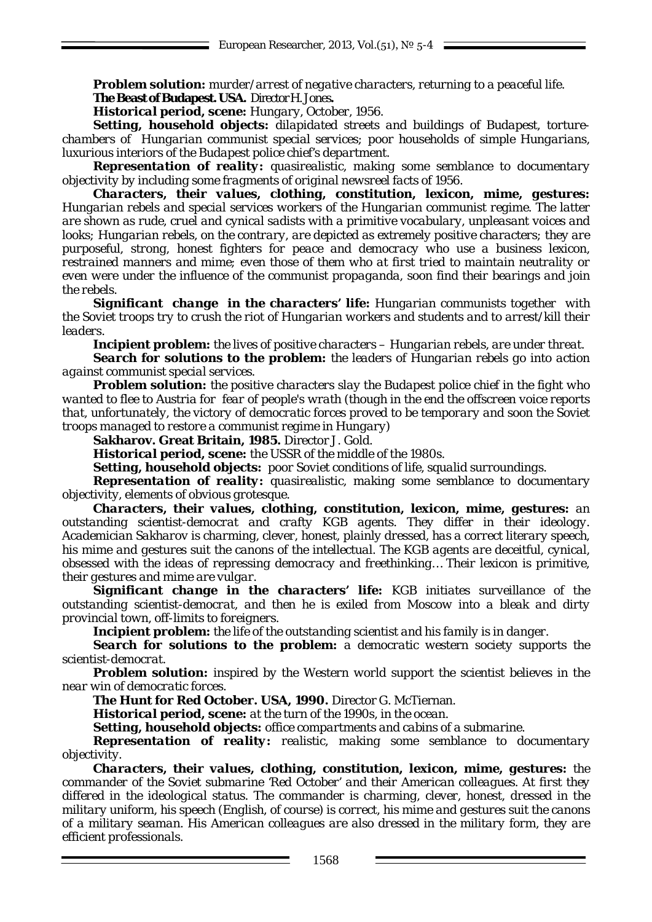***Problem solution:*** *murder/arrest of negative characters, returning to a peaceful life.*

***The Beast of Budapest. USA.*** *Director H. Jones.*

***Historical period, scene:*** *Hungary, October, 1956.*

***Setting, household objects:*** *dilapidated streets and buildings of Budapest, torture-chambers of Hungarian communist special services; poor households of simple Hungarians, luxurious interiors of the Budapest police chief's department.*

***Representation of reality:*** *quasirealistic, making some semblance to documentary objectivity by including some fragments of original newsreel facts of 1956.*

***Characters, their values, clothing, constitution, lexicon, mime, gestures:*** *Hungarian rebels and special services workers of the Hungarian communist regime. The latter are shown as rude, cruel and cynical sadists with a primitive vocabulary, unpleasant voices and looks; Hungarian rebels, on the contrary, are depicted as extremely positive characters; they are purposeful, strong, honest fighters for peace and democracy who use a business lexicon, restrained manners and mime; even those of them who at first tried to maintain neutrality or even were under the influence of the communist propaganda, soon find their bearings and join the rebels.*

***Significant change in the characters' life:*** *Hungarian communists together with the Soviet troops try to crush the riot of Hungarian workers and students and to arrest/kill their leaders.*

***Incipient problem:*** *the lives of positive characters – Hungarian rebels, are under threat.*

***Search for solutions to the problem:*** *the leaders of Hungarian rebels go into action against communist special services.*

***Problem solution:*** *the positive characters slay the Budapest police chief in the fight who wanted to flee to Austria for fear of people's wrath (though in the end the offscreen voice reports that, unfortunately, the victory of democratic forces proved to be temporary and soon the Soviet troops managed to restore a communist regime in Hungary)*

***Sakharov. Great Britain, 1985.*** *Director J. Gold.*

***Historical period, scene:*** *the USSR of the middle of the 1980s.*

***Setting, household objects:*** *poor Soviet conditions of life, squalid surroundings.*

***Representation of reality:*** *quasirealistic, making some semblance to documentary objectivity, elements of obvious grotesque.*

***Characters, their values, clothing, constitution, lexicon, mime, gestures:*** *an outstanding scientist-democrat and crafty KGB agents. They differ in their ideology. Academician Sakharov is charming, clever, honest, plainly dressed, has a correct literary speech, his mime and gestures suit the canons of the intellectual. The KGB agents are deceitful, cynical, obsessed with the ideas of repressing democracy and freethinking… Their lexicon is primitive, their gestures and mime are vulgar.*

***Significant change in the characters' life:*** *KGB initiates surveillance of the outstanding scientist-democrat, and then he is exiled from Moscow into a bleak and dirty provincial town, off-limits to foreigners.*

***Incipient problem:*** *the life of the outstanding scientist and his family is in danger.*

***Search for solutions to the problem:*** *a democratic western society supports the scientist-democrat.*

***Problem solution:*** *inspired by the Western world support the scientist believes in the near win of democratic forces.*

***The Hunt for Red October. USA, 1990.*** *Director G. McTiernan.*

***Historical period, scene:*** *at the turn of the 1990s, in the ocean.*

***Setting, household objects:*** *office compartments and cabins of a submarine.*

***Representation of reality:*** *realistic, making some semblance to documentary objectivity.*

***Characters, their values, clothing, constitution, lexicon, mime, gestures:*** *the commander of the Soviet submarine 'Red October' and their American colleagues. At first they differed in the ideological status. The commander is charming, clever, honest, dressed in the military uniform, his speech (English, of course) is correct, his mime and gestures suit the canons of a military seaman. His American colleagues are also dressed in the military form, they are efficient professionals.*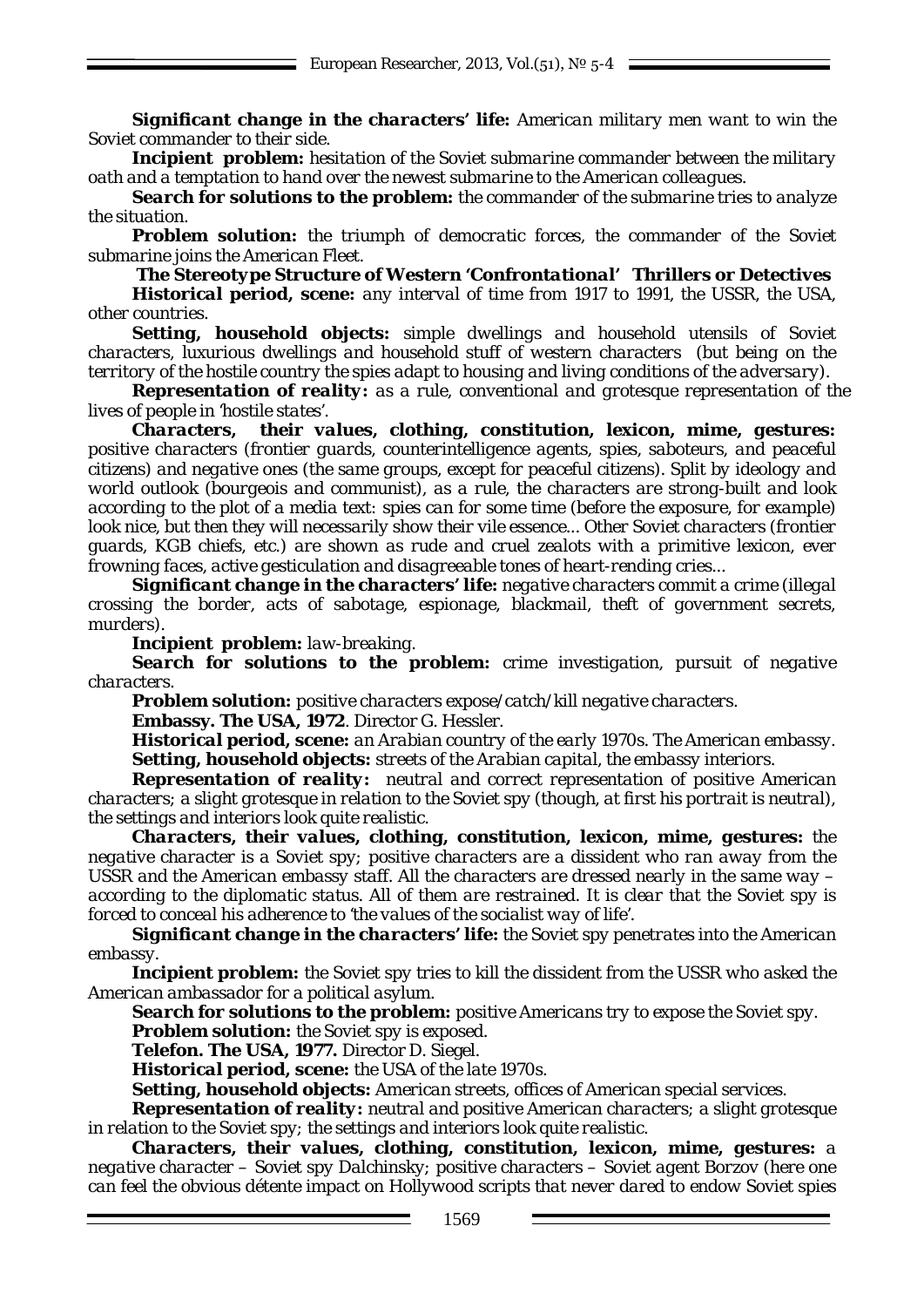***Significant change in the characters' life:*** *American military men want to win the Soviet commander to their side.*

***Incipient problem:*** *hesitation of the Soviet submarine commander between the military oath and a temptation to hand over the newest submarine to the American colleagues.*

***Search for solutions to the problem:*** *the commander of the submarine tries to analyze the situation.*

***Problem solution:*** *the triumph of democratic forces, the commander of the Soviet submarine joins the American Fleet.*

### *The Stereotype Structure of Western 'Confrontational' Thrillers or Detectives*

***Historical period, scene:*** *any interval of time from 1917 to 1991, the USSR, the USA, other countries.*

***Setting, household objects:*** *simple dwellings and household utensils of Soviet characters, luxurious dwellings and household stuff of western characters (but being on the territory of the hostile country the spies adapt to housing and living conditions of the adversary).*

***Representation of reality:*** *as a rule, conventional and grotesque representation of the lives of people in 'hostile states'.*

***Characters, their values, clothing, constitution, lexicon, mime, gestures:*** *positive characters (frontier guards, counterintelligence agents, spies, saboteurs, and peaceful citizens) and negative ones (the same groups, except for peaceful citizens). Split by ideology and world outlook (bourgeois and communist), as a rule, the characters are strong-built and look according to the plot of a media text: spies can for some time (before the exposure, for example) look nice, but then they will necessarily show their vile essence... Other Soviet characters (frontier guards, KGB chiefs, etc.) are shown as rude and cruel zealots with a primitive lexicon, ever frowning faces, active gesticulation and disagreeable tones of heart-rending cries...*

***Significant change in the characters' life:*** *negative characters commit a crime (illegal crossing the border, acts of sabotage, espionage, blackmail, theft of government secrets, murders).*

***Incipient problem:*** *law-breaking.*

***Search for solutions to the problem:*** *crime investigation, pursuit of negative characters.*

***Problem solution:*** *positive characters expose/catch/kill negative characters.*

***Embassy. The USA, 1972****. Director G. Hessler.*

***Historical period, scene:*** *an Arabian country of the early 1970s. The American embassy.*

***Setting, household objects:*** *streets of the Arabian capital, the embassy interiors.*

***Representation of reality:*** *neutral and correct representation of positive American characters; a slight grotesque in relation to the Soviet spy (though, at first his portrait is neutral), the settings and interiors look quite realistic.*

***Characters, their values, clothing, constitution, lexicon, mime, gestures:*** *the negative character is a Soviet spy; positive characters are a dissident who ran away from the USSR and the American embassy staff. All the characters are dressed nearly in the same way – according to the diplomatic status. All of them are restrained. It is clear that the Soviet spy is forced to conceal his adherence to 'the values of the socialist way of life'.*

***Significant change in the characters' life:*** *the Soviet spy penetrates into the American embassy.*

***Incipient problem:*** *the Soviet spy tries to kill the dissident from the USSR who asked the American ambassador for a political asylum.*

***Search for solutions to the problem:*** *positive Americans try to expose the Soviet spy.*

***Problem solution:*** *the Soviet spy is exposed.*

***Telefon. The USA, 1977.*** *Director D. Siegel.*

***Historical period, scene:*** *the USA of the late 1970s.*

***Setting, household objects:*** *American streets, offices of American special services.*

***Representation of reality:*** *neutral and positive American characters; a slight grotesque in relation to the Soviet spy; the settings and interiors look quite realistic.*

***Characters, their values, clothing, constitution, lexicon, mime, gestures:*** *a negative character – Soviet spy Dalchinsky; positive characters – Soviet agent Borzov (here one can feel the obvious détente impact on Hollywood scripts that never dared to endow Soviet spies*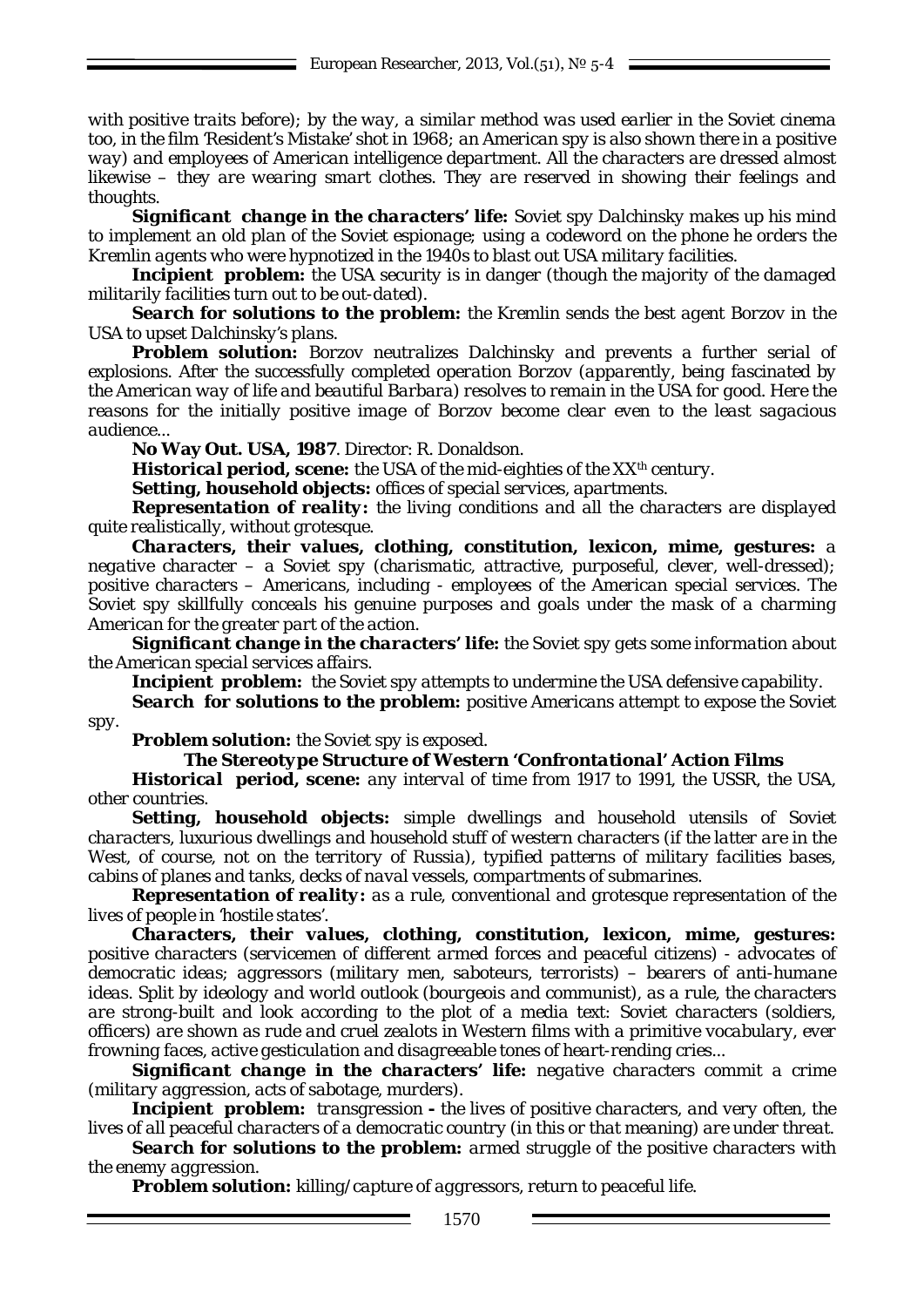with positive traits before); by the way, a similar method was used earlier in the Soviet cinema too, in the film 'Resident's Mistake' shot in 1968; an American spy is also shown there in a positive way) and employees of American intelligence department. All the characters are dressed almost likewise – they are wearing smart clothes. They are reserved in showing their feelings and thoughts.

***Significant change in the characters' life:*** *Soviet spy Dalchinsky makes up his mind to implement an old plan of the Soviet espionage; using a codeword on the phone he orders the Kremlin agents who were hypnotized in the 1940s to blast out USA military facilities.*

***Incipient problem:*** *the USA security is in danger (though the majority of the damaged militarily facilities turn out to be out-dated).*

***Search for solutions to the problem:*** *the Kremlin sends the best agent Borzov in the USA to upset Dalchinsky's plans.*

***Problem solution:*** *Borzov neutralizes Dalchinsky and prevents a further serial of explosions. After the successfully completed operation Borzov (apparently, being fascinated by the American way of life and beautiful Barbara) resolves to remain in the USA for good. Here the reasons for the initially positive image of Borzov become clear even to the least sagacious audience...*

***No Way Out. USA, 1987***. *Director: R. Donaldson.*

***Historical period, scene:*** *the USA of the mid-eighties of the XX[th] century.*

***Setting, household objects:*** *offices of special services, apartments.*

***Representation of reality:*** *the living conditions and all the characters are displayed quite realistically, without grotesque.*

***Characters, their values, clothing, constitution, lexicon, mime, gestures:*** *a negative character – a Soviet spy (charismatic, attractive, purposeful, clever, well-dressed); positive characters – Americans, including - employees of the American special services. The Soviet spy skillfully conceals his genuine purposes and goals under the mask of a charming American for the greater part of the action.*

***Significant change in the characters' life:*** *the Soviet spy gets some information about the American special services affairs.*

***Incipient problem:*** *the Soviet spy attempts to undermine the USA defensive capability.*

***Search for solutions to the problem:*** *positive Americans attempt to expose the Soviet spy.*

***Problem solution:*** *the Soviet spy is exposed.*

***The Stereotype Structure of Western 'Confrontational' Action Films***

***Historical period, scene:*** *any interval of time from 1917 to 1991, the USSR, the USA, other countries.*

***Setting, household objects:*** *simple dwellings and household utensils of Soviet characters, luxurious dwellings and household stuff of western characters (if the latter are in the West, of course, not on the territory of Russia), typified patterns of military facilities bases, cabins of planes and tanks, decks of naval vessels, compartments of submarines.*

***Representation of reality:*** *as a rule, conventional and grotesque representation of the lives of people in 'hostile states'.*

***Characters, their values, clothing, constitution, lexicon, mime, gestures:*** *positive characters (servicemen of different armed forces and peaceful citizens) - advocates of democratic ideas; aggressors (military men, saboteurs, terrorists) – bearers of anti-humane ideas. Split by ideology and world outlook (bourgeois and communist), as a rule, the characters are strong-built and look according to the plot of a media text: Soviet characters (soldiers, officers) are shown as rude and cruel zealots in Western films with a primitive vocabulary, ever frowning faces, active gesticulation and disagreeable tones of heart-rending cries...*

***Significant change in the characters' life:*** *negative characters commit a crime (military aggression, acts of sabotage, murders).*

***Incipient problem:*** *transgression **-** the lives of positive characters, and very often, the lives of all peaceful characters of a democratic country (in this or that meaning) are under threat.*

***Search for solutions to the problem:*** *armed struggle of the positive characters with the enemy aggression.*

***Problem solution:*** *killing/capture of aggressors, return to peaceful life.*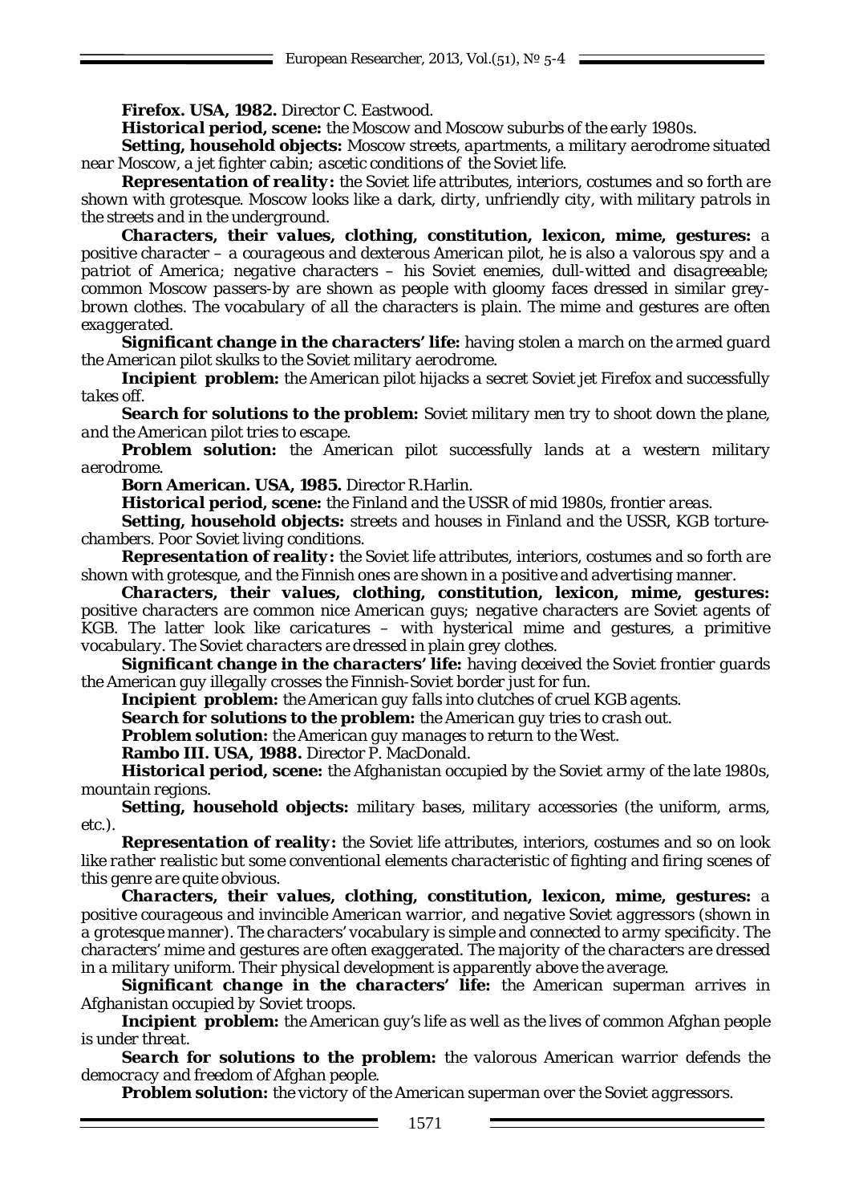**Firefox. USA, 1982.** Director C. Eastwood.

***Historical period, scene:*** *the Moscow and Moscow suburbs of the early 1980s.*

***Setting, household objects:*** *Moscow streets, apartments, a military aerodrome situated near Moscow, a jet fighter cabin; ascetic conditions of the Soviet life.*

***Representation of reality:*** *the Soviet life attributes, interiors, costumes and so forth are shown with grotesque. Moscow looks like a dark, dirty, unfriendly city, with military patrols in the streets and in the underground.*

***Characters, their values, clothing, constitution, lexicon, mime, gestures:*** *a positive character – a courageous and dexterous American pilot, he is also a valorous spy and a patriot of America; negative characters – his Soviet enemies, dull-witted and disagreeable; common Moscow passers-by are shown as people with gloomy faces dressed in similar grey-brown clothes. The vocabulary of all the characters is plain. The mime and gestures are often exaggerated.*

***Significant change in the characters' life:*** *having stolen a march on the armed guard the American pilot skulks to the Soviet military aerodrome.*

***Incipient problem:*** *the American pilot hijacks a secret Soviet jet Firefox and successfully takes off.*

***Search for solutions to the problem:*** *Soviet military men try to shoot down the plane, and the American pilot tries to escape.*

***Problem solution:*** *the American pilot successfully lands at a western military aerodrome.*

**Born American. USA, 1985.** Director R.Harlin.

***Historical period, scene:*** *the Finland and the USSR of mid 1980s, frontier areas.*

***Setting, household objects:*** *streets and houses in Finland and the USSR, KGB torture-chambers. Poor Soviet living conditions.*

***Representation of reality:*** *the Soviet life attributes, interiors, costumes and so forth are shown with grotesque, and the Finnish ones are shown in a positive and advertising manner.*

***Characters, their values, clothing, constitution, lexicon, mime, gestures:*** *positive characters are common nice American guys; negative characters are Soviet agents of KGB. The latter look like caricatures – with hysterical mime and gestures, a primitive vocabulary. The Soviet characters are dressed in plain grey clothes.*

***Significant change in the characters' life:*** *having deceived the Soviet frontier guards the American guy illegally crosses the Finnish-Soviet border just for fun.*

***Incipient problem:*** *the American guy falls into clutches of cruel KGB agents.*

***Search for solutions to the problem:*** *the American guy tries to crash out.*

***Problem solution:*** *the American guy manages to return to the West.*

**Rambo III. USA, 1988.** Director P. MacDonald.

***Historical period, scene:*** *the Afghanistan occupied by the Soviet army of the late 1980s, mountain regions.*

***Setting, household objects:*** *military bases, military accessories (the uniform, arms, etc.).*

***Representation of reality:*** *the Soviet life attributes, interiors, costumes and so on look like rather realistic but some conventional elements characteristic of fighting and firing scenes of this genre are quite obvious.*

***Characters, their values, clothing, constitution, lexicon, mime, gestures:*** *a positive courageous and invincible American warrior, and negative Soviet aggressors (shown in a grotesque manner). The characters' vocabulary is simple and connected to army specificity. The characters' mime and gestures are often exaggerated. The majority of the characters are dressed in a military uniform. Their physical development is apparently above the average.*

***Significant change in the characters' life:*** *the American superman arrives in Afghanistan occupied by Soviet troops.*

***Incipient problem:*** *the American guy's life as well as the lives of common Afghan people is under threat.*

***Search for solutions to the problem:*** *the valorous American warrior defends the democracy and freedom of Afghan people.*

***Problem solution:*** *the victory of the American superman over the Soviet aggressors.*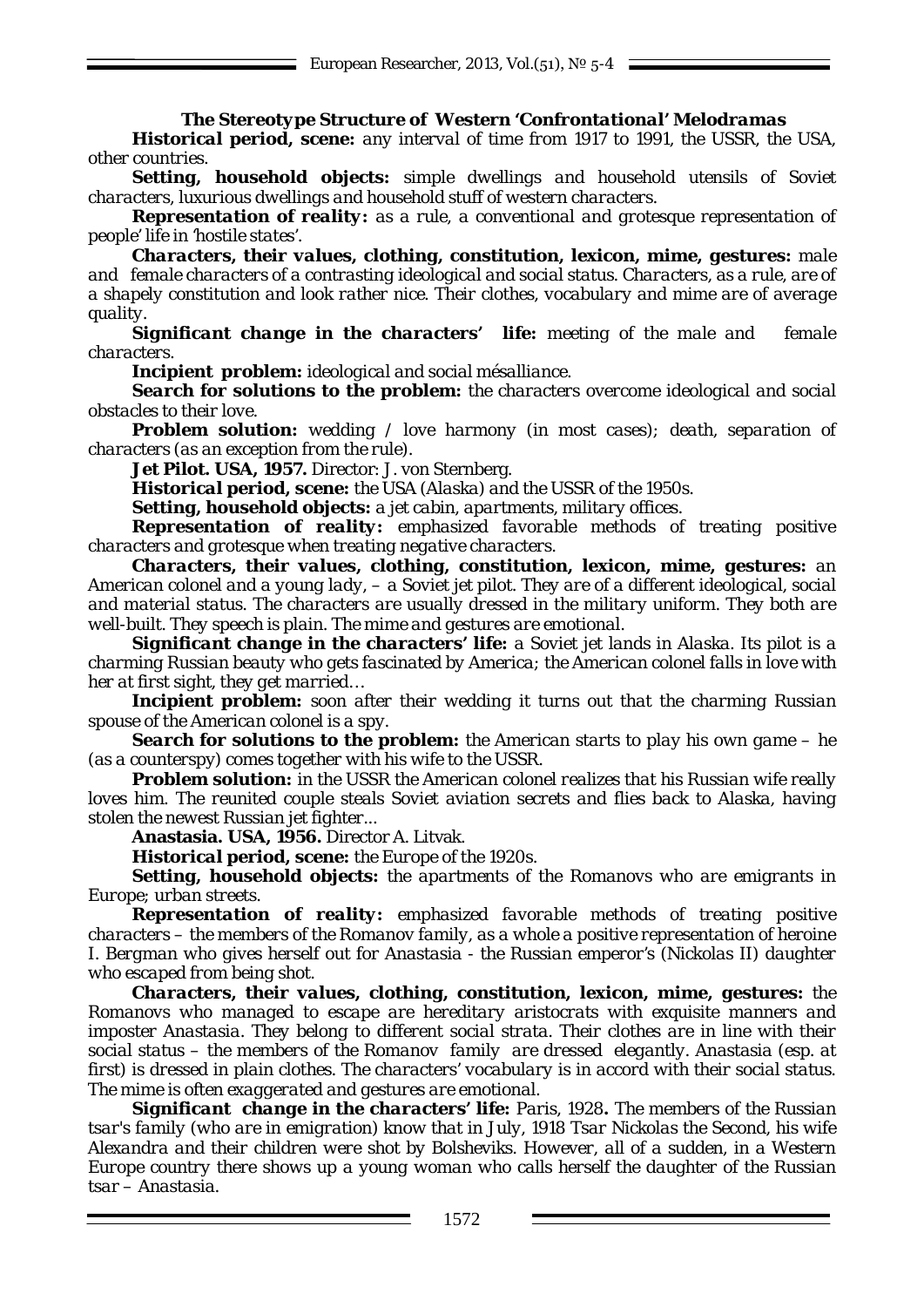***The Stereotype Structure of Western 'Confrontational' Melodramas***

***Historical period, scene:*** *any interval of time from 1917 to 1991, the USSR, the USA, other countries.*

***Setting, household objects:*** *simple dwellings and household utensils of Soviet characters, luxurious dwellings and household stuff of western characters.*

***Representation of reality:*** *as a rule, a conventional and grotesque representation of people' life in 'hostile states'.*

***Characters, their values, clothing, constitution, lexicon, mime, gestures:*** *male and female characters of a contrasting ideological and social status. Characters, as a rule, are of a shapely constitution and look rather nice. Their clothes, vocabulary and mime are of average quality.*

***Significant change in the characters' life:*** *meeting of the male and female characters.*

***Incipient problem:*** *ideological and social mésalliance.*

***Search for solutions to the problem:*** *the characters overcome ideological and social obstacles to their love.*

***Problem solution:*** *wedding / love harmony (in most cases); death, separation of characters (as an exception from the rule).*

***Jet Pilot. USA, 1957.*** *Director: J. von Sternberg.*

***Historical period, scene:*** *the USA (Alaska) and the USSR of the 1950s.*

***Setting, household objects:*** *a jet cabin, apartments, military offices.*

***Representation of reality:*** *emphasized favorable methods of treating positive characters and grotesque when treating negative characters.*

***Characters, their values, clothing, constitution, lexicon, mime, gestures:*** *an American colonel and a young lady, – a Soviet jet pilot. They are of a different ideological, social and material status. The characters are usually dressed in the military uniform. They both are well-built. They speech is plain. The mime and gestures are emotional.*

***Significant change in the characters' life:*** *a Soviet jet lands in Alaska. Its pilot is a charming Russian beauty who gets fascinated by America; the American colonel falls in love with her at first sight, they get married…*

***Incipient problem:*** *soon after their wedding it turns out that the charming Russian spouse of the American colonel is a spy.*

***Search for solutions to the problem:*** *the American starts to play his own game – he (as a counterspy) comes together with his wife to the USSR.*

***Problem solution:*** *in the USSR the American colonel realizes that his Russian wife really loves him. The reunited couple steals Soviet aviation secrets and flies back to Alaska, having stolen the newest Russian jet fighter...*

***Anastasia. USA, 1956.*** *Director A. Litvak.*

***Historical period, scene:*** *the Europe of the 1920s.*

***Setting, household objects:*** *the apartments of the Romanovs who are emigrants in Europe; urban streets.*

***Representation of reality:*** *emphasized favorable methods of treating positive characters – the members of the Romanov family, as a whole a positive representation of heroine I. Bergman who gives herself out for Anastasia - the Russian emperor's (Nickolas II) daughter who escaped from being shot.*

***Characters, their values, clothing, constitution, lexicon, mime, gestures:*** *the Romanovs who managed to escape are hereditary aristocrats with exquisite manners and imposter Anastasia. They belong to different social strata. Their clothes are in line with their social status – the members of the Romanov family are dressed elegantly. Anastasia (esp. at first) is dressed in plain clothes. The characters' vocabulary is in accord with their social status. The mime is often exaggerated and gestures are emotional.*

***Significant change in the characters' life:*** *Paris, 1928. The members of the Russian tsar's family (who are in emigration) know that in July, 1918 Tsar Nickolas the Second, his wife Alexandra and their children were shot by Bolsheviks. However, all of a sudden, in a Western Europe country there shows up a young woman who calls herself the daughter of the Russian tsar – Anastasia.*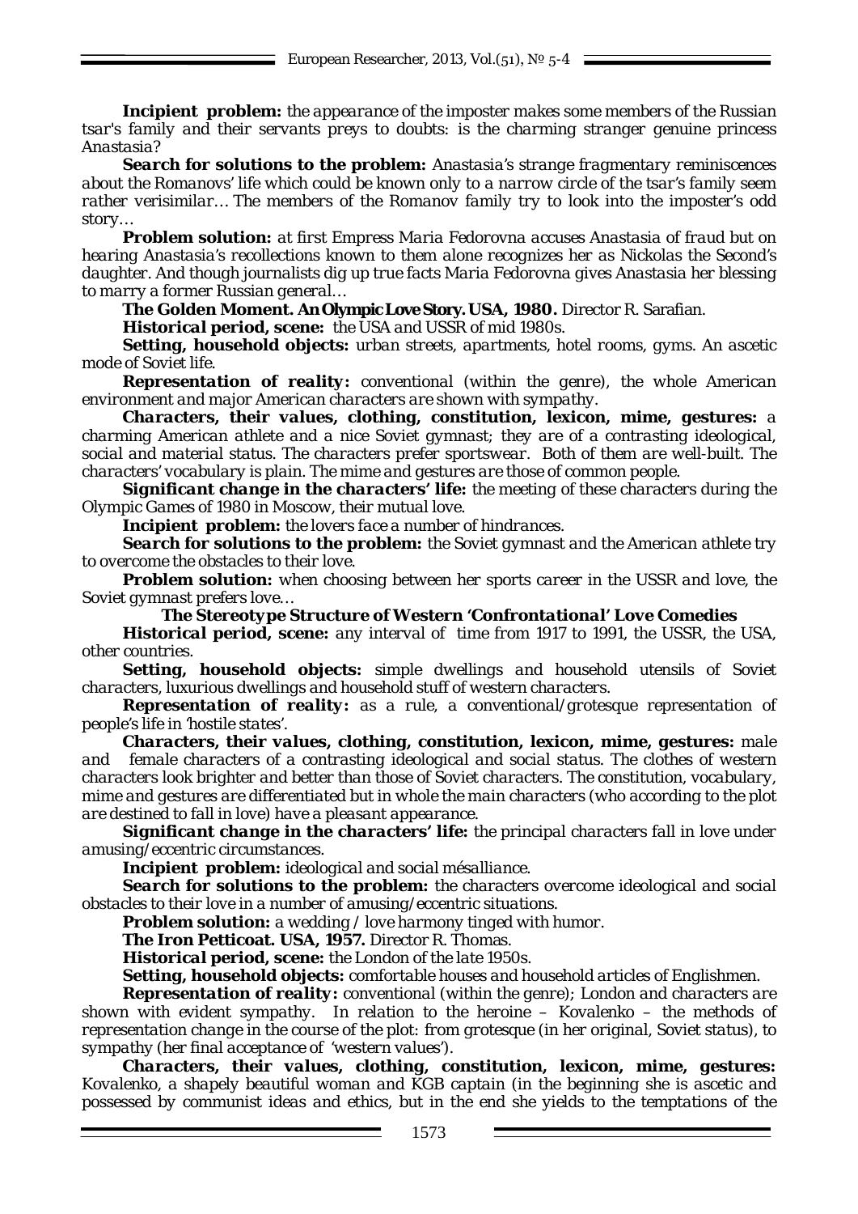***Incipient problem:*** *the appearance of the imposter makes some members of the Russian tsar's family and their servants preys to doubts: is the charming stranger genuine princess Anastasia?*

***Search for solutions to the problem:*** *Anastasia's strange fragmentary reminiscences about the Romanovs' life which could be known only to a narrow circle of the tsar's family seem rather verisimilar… The members of the Romanov family try to look into the imposter's odd story…*

***Problem solution:*** *at first Empress Maria Fedorovna accuses Anastasia of fraud but on hearing Anastasia's recollections known to them alone recognizes her as Nickolas the Second's daughter. And though journalists dig up true facts Maria Fedorovna gives Anastasia her blessing to marry a former Russian general…*

***The Golden Moment. An Olympic Love Story. USA, 1980.*** *Director R. Sarafian.*

***Historical period, scene:*** *the USA and USSR of mid 1980s.*

***Setting, household objects:*** *urban streets, apartments, hotel rooms, gyms. An ascetic mode of Soviet life.*

***Representation of reality:*** *conventional (within the genre), the whole American environment and major American characters are shown with sympathy.*

***Characters, their values, clothing, constitution, lexicon, mime, gestures:*** *a charming American athlete and a nice Soviet gymnast; they are of a contrasting ideological, social and material status. The characters prefer sportswear. Both of them are well-built. The characters' vocabulary is plain. The mime and gestures are those of common people.*

***Significant change in the characters' life:*** *the meeting of these characters during the Olympic Games of 1980 in Moscow, their mutual love.*

***Incipient problem:*** *the lovers face a number of hindrances.*

***Search for solutions to the problem:*** *the Soviet gymnast and the American athlete try to overcome the obstacles to their love.*

***Problem solution:*** *when choosing between her sports career in the USSR and love, the Soviet gymnast prefers love…*

### *The Stereotype Structure of Western 'Confrontational' Love Comedies*

***Historical period, scene:*** *any interval of time from 1917 to 1991, the USSR, the USA, other countries.*

***Setting, household objects:*** *simple dwellings and household utensils of Soviet characters, luxurious dwellings and household stuff of western characters.*

***Representation of reality:*** *as a rule, a conventional/grotesque representation of people's life in 'hostile states'.*

***Characters, their values, clothing, constitution, lexicon, mime, gestures:*** *male and female characters of a contrasting ideological and social status. The clothes of western characters look brighter and better than those of Soviet characters. The constitution, vocabulary, mime and gestures are differentiated but in whole the main characters (who according to the plot are destined to fall in love) have a pleasant appearance.*

***Significant change in the characters' life:*** *the principal characters fall in love under amusing/eccentric circumstances.*

***Incipient problem:*** *ideological and social mésalliance.*

***Search for solutions to the problem:*** *the characters overcome ideological and social obstacles to their love in a number of amusing/eccentric situations.*

***Problem solution:*** *a wedding / love harmony tinged with humor.*

***The Iron Petticoat. USA, 1957.*** *Director R. Thomas.*

***Historical period, scene:*** *the London of the late 1950s.*

***Setting, household objects:*** *comfortable houses and household articles of Englishmen.*

***Representation of reality:*** *conventional (within the genre); London and characters are shown with evident sympathy. In relation to the heroine – Kovalenko – the methods of representation change in the course of the plot: from grotesque (in her original, Soviet status), to sympathy (her final acceptance of 'western values').*

***Characters, their values, clothing, constitution, lexicon, mime, gestures:*** *Kovalenko, a shapely beautiful woman and KGB captain (in the beginning she is ascetic and possessed by communist ideas and ethics, but in the end she yields to the temptations of the*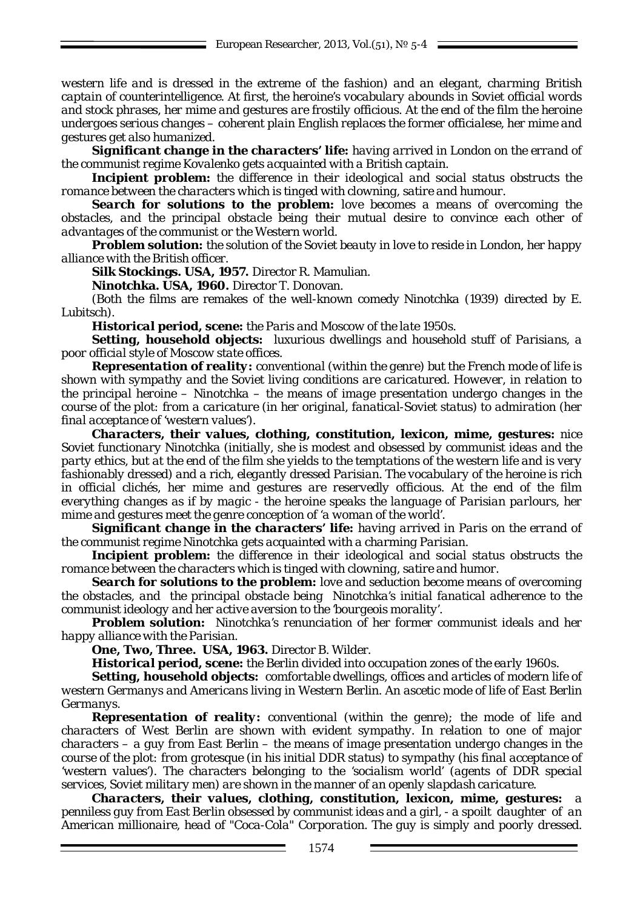*western life and is dressed in the extreme of the fashion) and an elegant, charming British captain of counterintelligence. At first, the heroine's vocabulary abounds in Soviet official words and stock phrases, her mime and gestures are frostily officious. At the end of the film the heroine undergoes serious changes – coherent plain English replaces the former officialese, her mime and gestures get also humanized.*

***Significant change in the characters' life:*** *having arrived in London on the errand of the communist regime Kovalenko gets acquainted with a British captain.*

***Incipient problem:*** *the difference in their ideological and social status obstructs the romance between the characters which is tinged with clowning, satire and humour.*

***Search for solutions to the problem:*** *love becomes a means of overcoming the obstacles, and the principal obstacle being their mutual desire to convince each other of advantages of the communist or the Western world.*

***Problem solution:*** *the solution of the Soviet beauty in love to reside in London, her happy alliance with the British officer.*

***Silk Stockings. USA, 1957.*** *Director R. Mamulian.*

***Ninotchka. USA, 1960.*** *Director T. Donovan.*

*(Both the films are remakes of the well-known comedy Ninotchka (1939) directed by E. Lubitsch).*

***Historical period, scene:*** *the Paris and Moscow of the late 1950s.*

***Setting, household objects:*** *luxurious dwellings and household stuff of Parisians, a poor official style of Moscow state offices.*

***Representation of reality:*** *conventional (within the genre) but the French mode of life is shown with sympathy and the Soviet living conditions are caricatured. However, in relation to the principal heroine – Ninotchka – the means of image presentation undergo changes in the course of the plot: from a caricature (in her original, fanatical-Soviet status) to admiration (her final acceptance of 'western values').*

***Characters, their values, clothing, constitution, lexicon, mime, gestures:*** *nice Soviet functionary Ninotchka (initially, she is modest and obsessed by communist ideas and the party ethics, but at the end of the film she yields to the temptations of the western life and is very fashionably dressed) and a rich, elegantly dressed Parisian. The vocabulary of the heroine is rich in official clichés, her mime and gestures are reservedly officious. At the end of the film everything changes as if by magic - the heroine speaks the language of Parisian parlours, her mime and gestures meet the genre conception of 'a woman of the world'.*

***Significant change in the characters' life:*** *having arrived in Paris on the errand of the communist regime Ninotchka gets acquainted with a charming Parisian.*

***Incipient problem:*** *the difference in their ideological and social status obstructs the romance between the characters which is tinged with clowning, satire and humor.*

***Search for solutions to the problem:*** *love and seduction become means of overcoming the obstacles, and the principal obstacle being Ninotchka's initial fanatical adherence to the communist ideology and her active aversion to the 'bourgeois morality'.*

***Problem solution:*** *Ninotchka's renunciation of her former communist ideals and her happy alliance with the Parisian.*

***One, Two, Three. USA, 1963.*** *Director B. Wilder.*

***Historical period, scene:*** *the Berlin divided into occupation zones of the early 1960s.*

***Setting, household objects:*** *comfortable dwellings, offices and articles of modern life of western Germanys and Americans living in Western Berlin. An ascetic mode of life of East Berlin Germanys.*

***Representation of reality:*** *conventional (within the genre); the mode of life and characters of West Berlin are shown with evident sympathy. In relation to one of major characters – a guy from East Berlin – the means of image presentation undergo changes in the course of the plot: from grotesque (in his initial DDR status) to sympathy (his final acceptance of 'western values'). The characters belonging to the 'socialism world' (agents of DDR special services, Soviet military men) are shown in the manner of an openly slapdash caricature.*

***Characters, their values, clothing, constitution, lexicon, mime, gestures:*** *a penniless guy from East Berlin obsessed by communist ideas and a girl, - a spoilt daughter of an American millionaire, head of "Coca-Cola" Corporation. The guy is simply and poorly dressed.*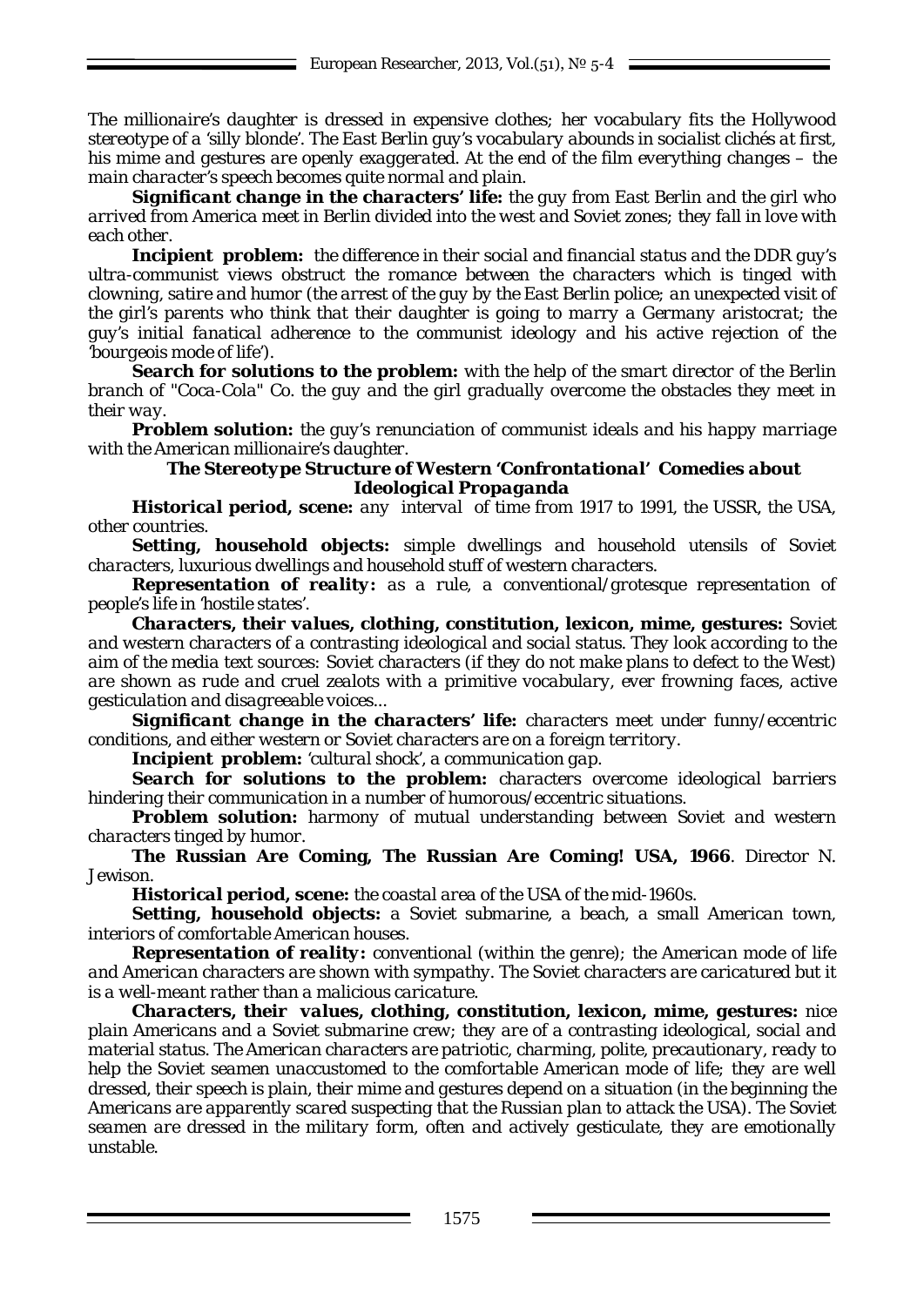*The millionaire's daughter is dressed in expensive clothes; her vocabulary fits the Hollywood stereotype of a 'silly blonde'. The East Berlin guy's vocabulary abounds in socialist clichés at first, his mime and gestures are openly exaggerated. At the end of the film everything changes – the main character's speech becomes quite normal and plain.*

***Significant change in the characters' life:*** *the guy from East Berlin and the girl who arrived from America meet in Berlin divided into the west and Soviet zones; they fall in love with each other.*

***Incipient problem:*** *the difference in their social and financial status and the DDR guy's ultra-communist views obstruct the romance between the characters which is tinged with clowning, satire and humor (the arrest of the guy by the East Berlin police; an unexpected visit of the girl's parents who think that their daughter is going to marry a Germany aristocrat; the guy's initial fanatical adherence to the communist ideology and his active rejection of the 'bourgeois mode of life').*

***Search for solutions to the problem:*** *with the help of the smart director of the Berlin branch of "Coca-Cola" Co. the guy and the girl gradually overcome the obstacles they meet in their way.*

***Problem solution:*** *the guy's renunciation of communist ideals and his happy marriage with the American millionaire's daughter.*

### *The Stereotype Structure of Western 'Confrontational' Comedies about Ideological Propaganda*

***Historical period, scene:*** *any interval of time from 1917 to 1991, the USSR, the USA, other countries.*

***Setting, household objects:*** *simple dwellings and household utensils of Soviet characters, luxurious dwellings and household stuff of western characters.*

***Representation of reality:*** *as a rule, a conventional/grotesque representation of people's life in 'hostile states'.*

***Characters, their values, clothing, constitution, lexicon, mime, gestures:*** *Soviet and western characters of a contrasting ideological and social status. They look according to the aim of the media text sources: Soviet characters (if they do not make plans to defect to the West) are shown as rude and cruel zealots with a primitive vocabulary, ever frowning faces, active gesticulation and disagreeable voices...*

***Significant change in the characters' life:*** *characters meet under funny/eccentric conditions, and either western or Soviet characters are on a foreign territory.*

***Incipient problem:*** *'cultural shock', a communication gap.*

***Search for solutions to the problem:*** *characters overcome ideological barriers hindering their communication in a number of humorous/eccentric situations.*

***Problem solution:*** *harmony of mutual understanding between Soviet and western characters tinged by humor.*

***The Russian Are Coming, The Russian Are Coming! USA, 1966****. Director N. Jewison.*

***Historical period, scene:*** *the coastal area of the USA of the mid-1960s.*

***Setting, household objects:*** *a Soviet submarine, a beach, a small American town, interiors of comfortable American houses.*

***Representation of reality:*** *conventional (within the genre); the American mode of life and American characters are shown with sympathy. The Soviet characters are caricatured but it is a well-meant rather than a malicious caricature.*

***Characters, their values, clothing, constitution, lexicon, mime, gestures:*** *nice plain Americans and a Soviet submarine crew; they are of a contrasting ideological, social and material status. The American characters are patriotic, charming, polite, precautionary, ready to help the Soviet seamen unaccustomed to the comfortable American mode of life; they are well dressed, their speech is plain, their mime and gestures depend on a situation (in the beginning the Americans are apparently scared suspecting that the Russian plan to attack the USA). The Soviet seamen are dressed in the military form, often and actively gesticulate, they are emotionally unstable.*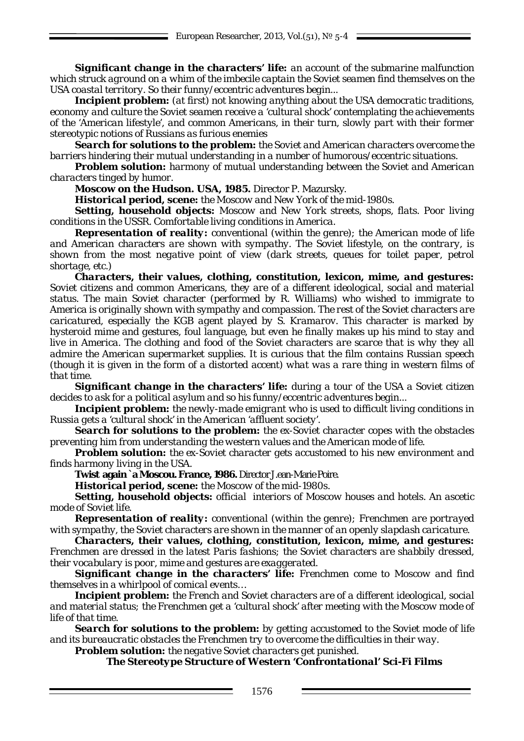***Significant change in the characters' life:*** *an account of the submarine malfunction which struck aground on a whim of the imbecile captain the Soviet seamen find themselves on the USA coastal territory. So their funny/eccentric adventures begin...*

***Incipient problem:*** *(at first) not knowing anything about the USA democratic traditions, economy and culture the Soviet seamen receive a 'cultural shock' contemplating the achievements of the 'American lifestyle', and common Americans, in their turn, slowly part with their former stereotypic notions of Russians as furious enemies*

***Search for solutions to the problem:*** *the Soviet and American characters overcome the barriers hindering their mutual understanding in a number of humorous/eccentric situations.*

***Problem solution:*** *harmony of mutual understanding between the Soviet and American characters tinged by humor.*

***Moscow on the Hudson. USA, 1985.*** *Director P. Mazursky.*

***Historical period, scene:*** *the Moscow and New York of the mid-1980s.*

***Setting, household objects:*** *Moscow and New York streets, shops, flats. Poor living conditions in the USSR. Comfortable living conditions in America.*

***Representation of reality:*** *conventional (within the genre); the American mode of life and American characters are shown with sympathy. The Soviet lifestyle, on the contrary, is shown from the most negative point of view (dark streets, queues for toilet paper, petrol shortage, etc.)*

***Characters, their values, clothing, constitution, lexicon, mime, and gestures:*** *Soviet citizens and common Americans, they are of a different ideological, social and material status. The main Soviet character (performed by R. Williams) who wished to immigrate to America is originally shown with sympathy and compassion. The rest of the Soviet characters are caricatured, especially the KGB agent played by S. Kramarov. This character is marked by hysteroid mime and gestures, foul language, but even he finally makes up his mind to stay and live in America. The clothing and food of the Soviet characters are scarce that is why they all admire the American supermarket supplies. It is curious that the film contains Russian speech (though it is given in the form of a distorted accent) what was a rare thing in western films of that time.*

***Significant change in the characters' life:*** *during a tour of the USA a Soviet citizen decides to ask for a political asylum and so his funny/eccentric adventures begin...*

***Incipient problem:*** *the newly-made emigrant who is used to difficult living conditions in Russia gets a 'cultural shock' in the American 'affluent society'.*

***Search for solutions to the problem:*** *the ex-Soviet character copes with the obstacles preventing him from understanding the western values and the American mode of life.*

***Problem solution:*** *the ex-Soviet character gets accustomed to his new environment and finds harmony living in the USA.*

***Twist again `a Moscou. France, 1986.*** *Director Jean-Marie Poire.*

***Historical period, scene:*** *the Moscow of the mid-1980s.*

***Setting, household objects:*** *official interiors of Moscow houses and hotels. An ascetic mode of Soviet life.*

***Representation of reality:*** *conventional (within the genre); Frenchmen are portrayed with sympathy, the Soviet characters are shown in the manner of an openly slapdash caricature.*

***Characters, their values, clothing, constitution, lexicon, mime, and gestures:*** *Frenchmen are dressed in the latest Paris fashions; the Soviet characters are shabbily dressed, their vocabulary is poor, mime and gestures are exaggerated.*

***Significant change in the characters' life:*** *Frenchmen come to Moscow and find themselves in a whirlpool of comical events…*

***Incipient problem:*** *the French and Soviet characters are of a different ideological, social and material status; the Frenchmen get a 'cultural shock' after meeting with the Moscow mode of life of that time.*

***Search for solutions to the problem:*** *by getting accustomed to the Soviet mode of life and its bureaucratic obstacles the Frenchmen try to overcome the difficulties in their way.*

***Problem solution:*** *the negative Soviet characters get punished.*

### *The Stereotype Structure of Western 'Confrontational' Sci-Fi Films*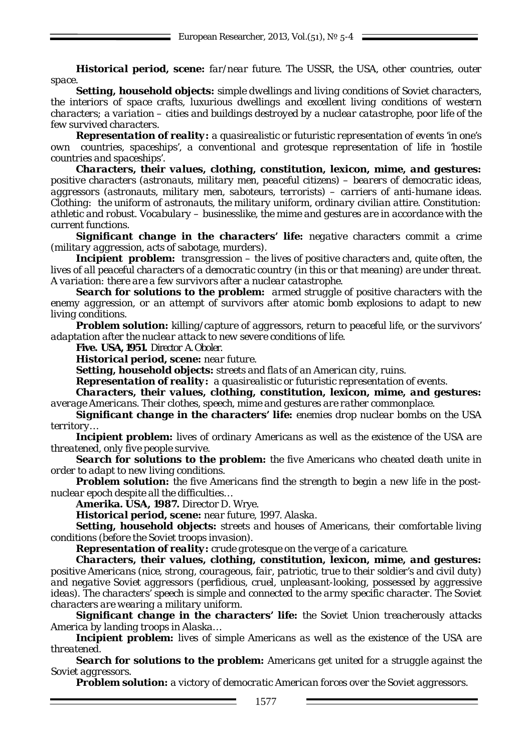***Historical period, scene:*** *far/near future. The USSR, the USA, other countries, outer space.*

***Setting, household objects:*** *simple dwellings and living conditions of Soviet characters, the interiors of space crafts, luxurious dwellings and excellent living conditions of western characters; a variation – cities and buildings destroyed by a nuclear catastrophe, poor life of the few survived characters.*

***Representation of reality:*** *a quasirealistic or futuristic representation of events 'in one's own countries, spaceships', a conventional and grotesque representation of life in 'hostile countries and spaceships'.*

***Characters, their values, clothing, constitution, lexicon, mime, and gestures:*** *positive characters (astronauts, military men, peaceful citizens) – bearers of democratic ideas, aggressors (astronauts, military men, saboteurs, terrorists) – carriers of anti-humane ideas. Clothing: the uniform of astronauts, the military uniform, ordinary civilian attire. Constitution: athletic and robust. Vocabulary – businesslike, the mime and gestures are in accordance with the current functions.*

***Significant change in the characters' life:*** *negative characters commit a crime (military aggression, acts of sabotage, murders).*

***Incipient problem:*** *transgression – the lives of positive characters and, quite often, the lives of all peaceful characters of a democratic country (in this or that meaning) are under threat. A variation: there are a few survivors after a nuclear catastrophe.*

***Search for solutions to the problem:*** *armed struggle of positive characters with the enemy aggression, or an attempt of survivors after atomic bomb explosions to adapt to new living conditions.*

***Problem solution:*** *killing/capture of aggressors, return to peaceful life, or the survivors' adaptation after the nuclear attack to new severe conditions of life.*

***Five. USA, 1951.*** *Director A. Oboler.*

***Historical period, scene:*** *near future.*

***Setting, household objects:*** *streets and flats of an American city, ruins.*

***Representation of reality:*** *a quasirealistic or futuristic representation of events.*

***Characters, their values, clothing, constitution, lexicon, mime, and gestures:*** *average Americans. Their clothes, speech, mime and gestures are rather commonplace.*

***Significant change in the characters' life:*** *enemies drop nuclear bombs on the USA territory…*

***Incipient problem:*** *lives of ordinary Americans as well as the existence of the USA are threatened, only five people survive.*

***Search for solutions to the problem:*** *the five Americans who cheated death unite in order to adapt to new living conditions.*

***Problem solution:*** *the five Americans find the strength to begin a new life in the post-nuclear epoch despite all the difficulties…*

***Amerika. USA, 1987.*** *Director D. Wrye.*

***Historical period, scene:*** *near future, 1997. Alaska.*

***Setting, household objects:*** *streets and houses of Americans, their comfortable living conditions (before the Soviet troops invasion).*

***Representation of reality:*** *crude grotesque on the verge of a caricature.*

***Characters, their values, clothing, constitution, lexicon, mime, and gestures:*** *positive Americans (nice, strong, courageous, fair, patriotic, true to their soldier's and civil duty) and negative Soviet aggressors (perfidious, cruel, unpleasant-looking, possessed by aggressive ideas). The characters' speech is simple and connected to the army specific character. The Soviet characters are wearing a military uniform.*

***Significant change in the characters' life:*** *the Soviet Union treacherously attacks America by landing troops in Alaska…*

***Incipient problem:*** *lives of simple Americans as well as the existence of the USA are threatened.*

***Search for solutions to the problem:*** *Americans get united for a struggle against the Soviet aggressors.*

***Problem solution:*** *a victory of democratic American forces over the Soviet aggressors.*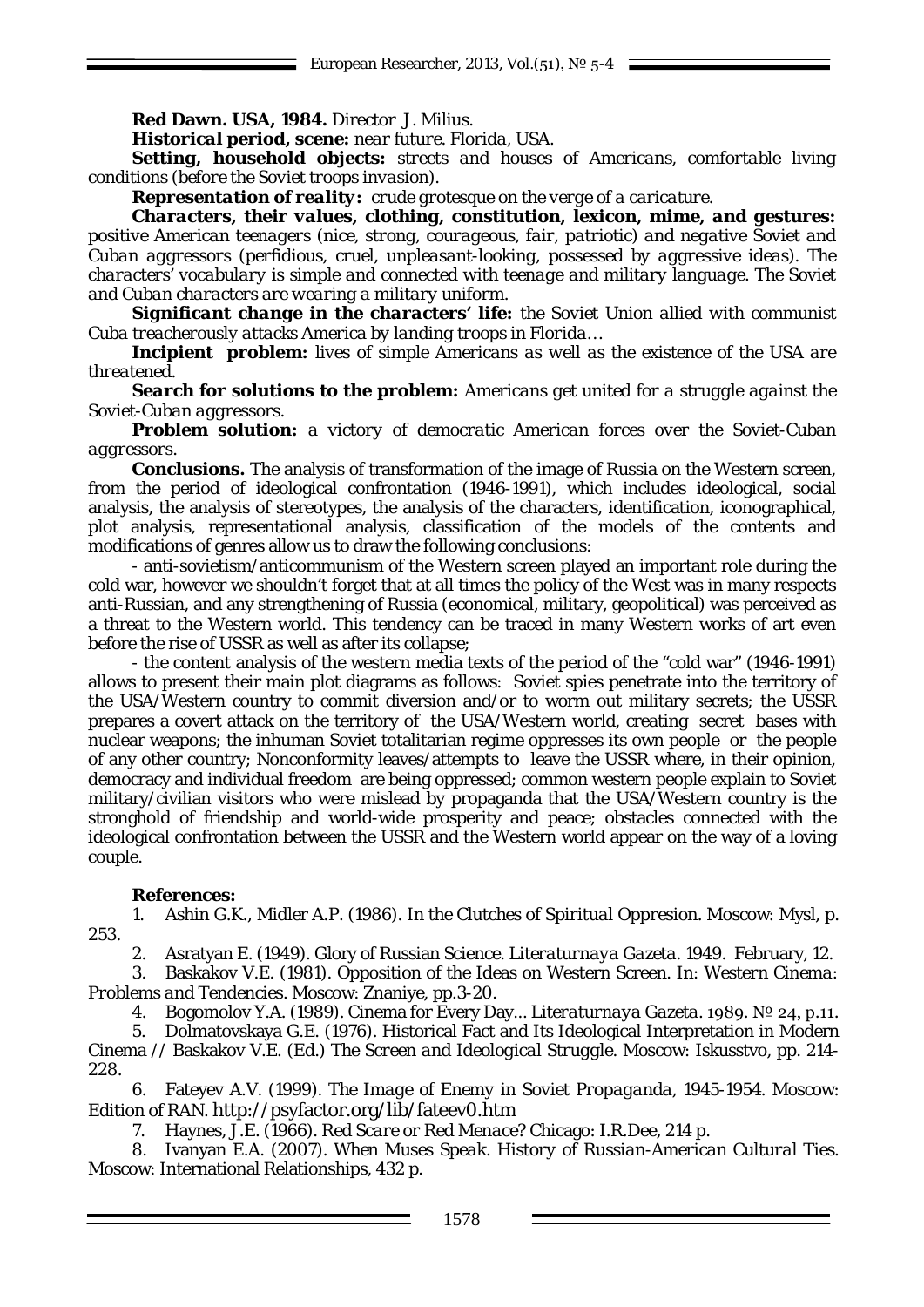**Red Dawn. USA, 1984.** Director J. Milius.

***Historical period, scene:*** *near future. Florida, USA.*

***Setting, household objects:*** *streets and houses of Americans, comfortable living conditions (before the Soviet troops invasion).*

***Representation of reality:*** *crude grotesque on the verge of a caricature.*

***Characters, their values, clothing, constitution, lexicon, mime, and gestures:*** *positive American teenagers (nice, strong, courageous, fair, patriotic) and negative Soviet and Cuban aggressors (perfidious, cruel, unpleasant-looking, possessed by aggressive ideas). The characters' vocabulary is simple and connected with teenage and military language. The Soviet and Cuban characters are wearing a military uniform.*

***Significant change in the characters' life:*** *the Soviet Union allied with communist Cuba treacherously attacks America by landing troops in Florida…*

***Incipient problem:*** *lives of simple Americans as well as the existence of the USA are threatened.*

***Search for solutions to the problem:*** *Americans get united for a struggle against the Soviet-Cuban aggressors.*

***Problem solution:*** *a victory of democratic American forces over the Soviet-Cuban aggressors.*

**Conclusions.** The analysis of transformation of the image of Russia on the Western screen, from the period of ideological confrontation (1946-1991), which includes ideological, social analysis, the analysis of stereotypes, the analysis of the characters, identification, iconographical, plot analysis, representational analysis, classification of the models of the contents and modifications of genres allow us to draw the following conclusions:

- anti-sovietism/anticommunism of the Western screen played an important role during the cold war, however we shouldn't forget that at all times the policy of the West was in many respects anti-Russian, and any strengthening of Russia (economical, military, geopolitical) was perceived as a threat to the Western world. This tendency can be traced in many Western works of art even before the rise of USSR as well as after its collapse;

- the content analysis of the western media texts of the period of the "cold war" (1946-1991) allows to present their main plot diagrams as follows: Soviet spies penetrate into the territory of the USA/Western country to commit diversion and/or to worm out military secrets; the USSR prepares a covert attack on the territory of the USA/Western world, creating secret bases with nuclear weapons; the inhuman Soviet totalitarian regime oppresses its own people or the people of any other country; Nonconformity leaves/attempts to leave the USSR where, in their opinion, democracy and individual freedom are being oppressed; common western people explain to Soviet military/civilian visitors who were mislead by propaganda that the USA/Western country is the stronghold of friendship and world-wide prosperity and peace; obstacles connected with the ideological confrontation between the USSR and the Western world appear on the way of a loving couple.

**References:**

1. Ashin G.K., Midler A.P. (1986). *In the Clutches of Spiritual Oppresion*. Moscow: Mysl, p. 253.
2. Asratyan E. (1949). Glory of Russian Science. *Literaturnaya Gazeta*. 1949. February, 12.
3. Baskakov V.E. (1981). Opposition of the Ideas on Western Screen. In: *Western Cinema: Problems and Tendencies*. Moscow: Znaniye, pp.3-20.
4. Bogomolov Y.A. (1989). Cinema for Every Day... *Literaturnaya Gazeta*. 1989. № 24, p.11.
5. Dolmatovskaya G.E. (1976). Historical Fact and Its Ideological Interpretation in Modern Cinema // Baskakov V.E. (Ed.) *The Screen and Ideological Struggle*. Moscow: Iskusstvo, pp. 214-228.
6. Fateyev A.V. (1999). *The Image of Enemy in Soviet Propaganda, 1945-1954*. Moscow: Edition of RAN. http://psyfactor.org/lib/fateev0.htm
7. Haynes, J.E. (1966). *Red Scare or Red Menace?* Chicago: I.R.Dee, 214 p.
8. Ivanyan E.A. (2007). *When Muses Speak. History of Russian-American Cultural Ties*. Moscow: International Relationships, 432 p.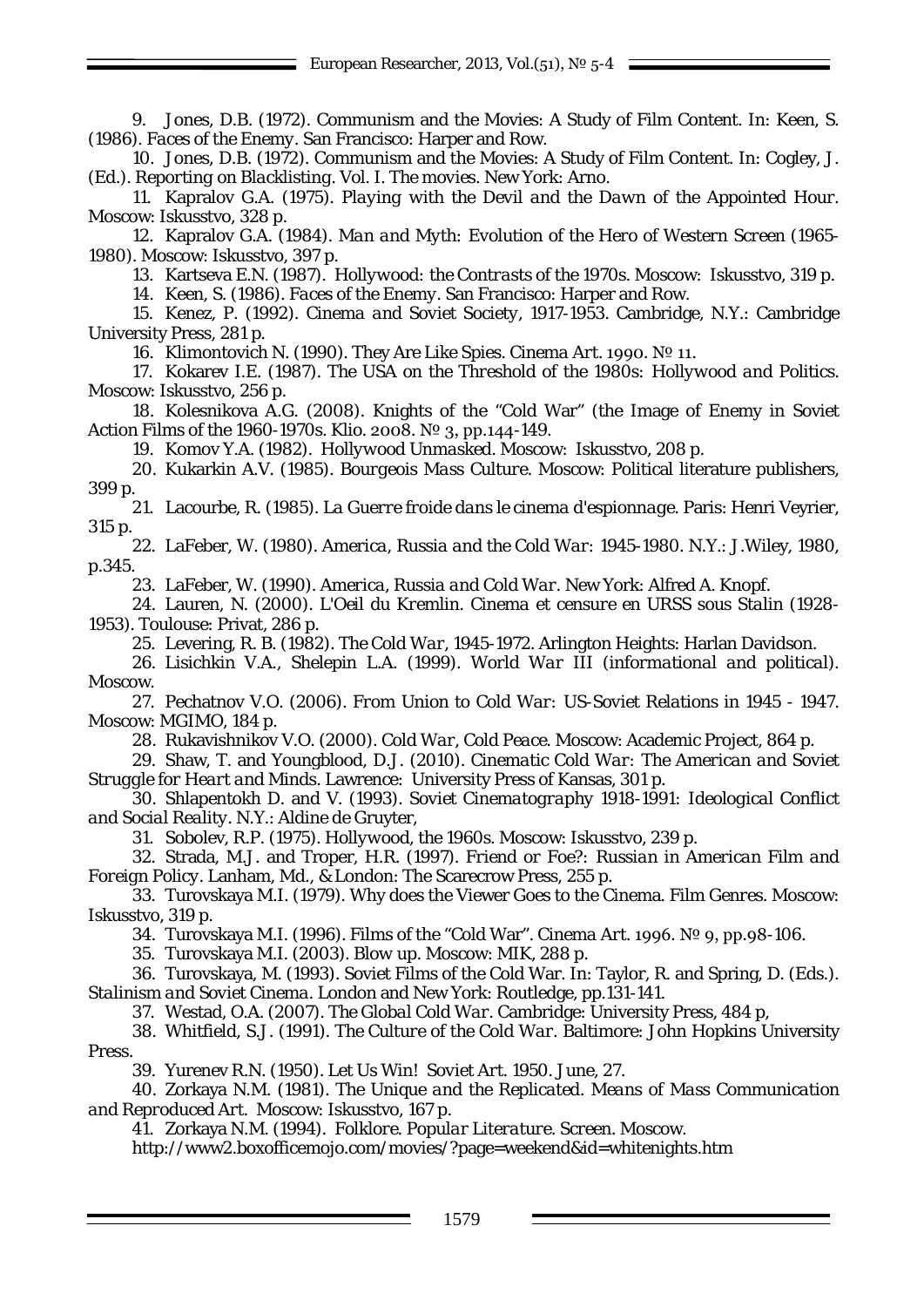9. Jones, D.B. (1972). Communism and the Movies: A Study of Film Content. In: Keen, S. (1986). *Faces of the Enemy*. San Francisco: Harper and Row.

10. Jones, D.B. (1972). Communism and the Movies: A Study of Film Content. In: Cogley, J. (Ed.). *Reporting on Blacklisting*. Vol. I. *The movies*. New York: Arno.

11. Kapralov G.A. (1975). *Playing with the Devil and the Dawn of the Appointed Hour*. Moscow: Iskusstvo, 328 p.

12. Kapralov G.A. (1984). *Man and Myth: Evolution of the Hero of Western Screen (1965-1980)*. Moscow: Iskusstvo, 397 p.

13. Kartseva E.N. (1987). *Hollywood: the Contrasts of the 1970s*. Moscow: Iskusstvo, 319 p.

14. Keen, S. (1986). *Faces of the Enemy*. San Francisco: Harper and Row.

15. Kenez, P. (1992). *Cinema and Soviet Society, 1917-1953*. Cambridge, N.Y.: Cambridge University Press, 281 p.

16. Klimontovich N. (1990). They Are Like Spies. *Cinema Art*. 1990. № 11.

17. Kokarev I.E. (1987). *The USA on the Threshold of the 1980s: Hollywood and Politics*. Moscow: Iskusstvo, 256 p.

18. Kolesnikova A.G. (2008). Knights of the "Cold War" (the Image of Enemy in Soviet Action Films of the 1960-1970s. *Klio*. 2008. № 3, pp.144-149.

19. Komov Y.A. (1982). *Hollywood Unmasked*. Moscow: Iskusstvo, 208 p.

20. Kukarkin A.V. (1985). *Bourgeois Mass Culture*. Moscow: Political literature publishers, 399 p.

21. Lacourbe, R. (1985). *La Guerre froide dans le cinema d'espionnage*. Paris: Henri Veyrier, 315 p.

22. LaFeber, W. (1980). *America, Russia and the Cold War: 1945-1980*. N.Y.: J.Wiley, 1980, p.345.

23. LaFeber, W. (1990). *America, Russia and Cold War*. New York: Alfred A. Knopf.

24. Lauren, N. (2000). *L'Oeil du Kremlin. Cinema et censure en URSS sous Stalin (1928-1953)*. Toulouse: Privat, 286 p.

25. Levering, R. B. (1982). *The Cold War, 1945-1972*. Arlington Heights: Harlan Davidson.

26. Lisichkin V.A., Shelepin L.A. (1999). *World War III (informational and political)*. Moscow.

27. Pechatnov V.O. (2006). *From Union to Cold War: US-Soviet Relations in 1945 - 1947*. Moscow: MGIMO, 184 p.

28. Rukavishnikov V.O. (2000). *Cold War, Cold Peace*. Moscow: Academic Project, 864 p.

29. Shaw, T. and Youngblood, D.J. (2010). *Cinematic Cold War: The American and Soviet Struggle for Heart and Minds*. Lawrence: University Press of Kansas, 301 p.

30. Shlapentokh D. and V. (1993). *Soviet Cinematography 1918-1991: Ideological Conflict and Social Reality*. N.Y.: Aldine de Gruyter,

31. Sobolev, R.P. (1975). Hollywood, the 1960s. Moscow: Iskusstvo, 239 p.

32. Strada, M.J. and Troper, H.R. (1997). *Friend or Foe?: Russian in American Film and Foreign Policy*. Lanham, Md., & London: The Scarecrow Press, 255 p.

33. Turovskaya M.I. (1979). Why does the Viewer Goes to the Cinema. Film Genres. Moscow: Iskusstvo, 319 p.

34. Turovskaya M.I. (1996). Films of the "Cold War". *Cinema Art*. 1996. № 9, pp.98-106.

35. Turovskaya M.I. (2003). Blow up. Moscow: MIK, 288 p.

36. Turovskaya, M. (1993). Soviet Films of the Cold War. In: Taylor, R. and Spring, D. (Eds.). *Stalinism and Soviet Cinema*. London and New York: Routledge, pp.131-141.

37. Westad, O.A. (2007). *The Global Cold War*. Cambridge: University Press, 484 p,

38. Whitfield, S.J. (1991). *The Culture of the Cold War*. Baltimore: John Hopkins University Press.

39. Yurenev R.N. (1950). Let Us Win! *Soviet Art*. 1950. June, 27.

40. Zorkaya N.M. (1981). *The Unique and the Replicated. Means of Mass Communication and Reproduced Art*. Moscow: Iskusstvo, 167 p.

41. Zorkaya N.M. (1994). *Folklore. Popular Literature. Screen*. Moscow.

http://www2.boxofficemojo.com/movies/?page=weekend&id=whitenights.htm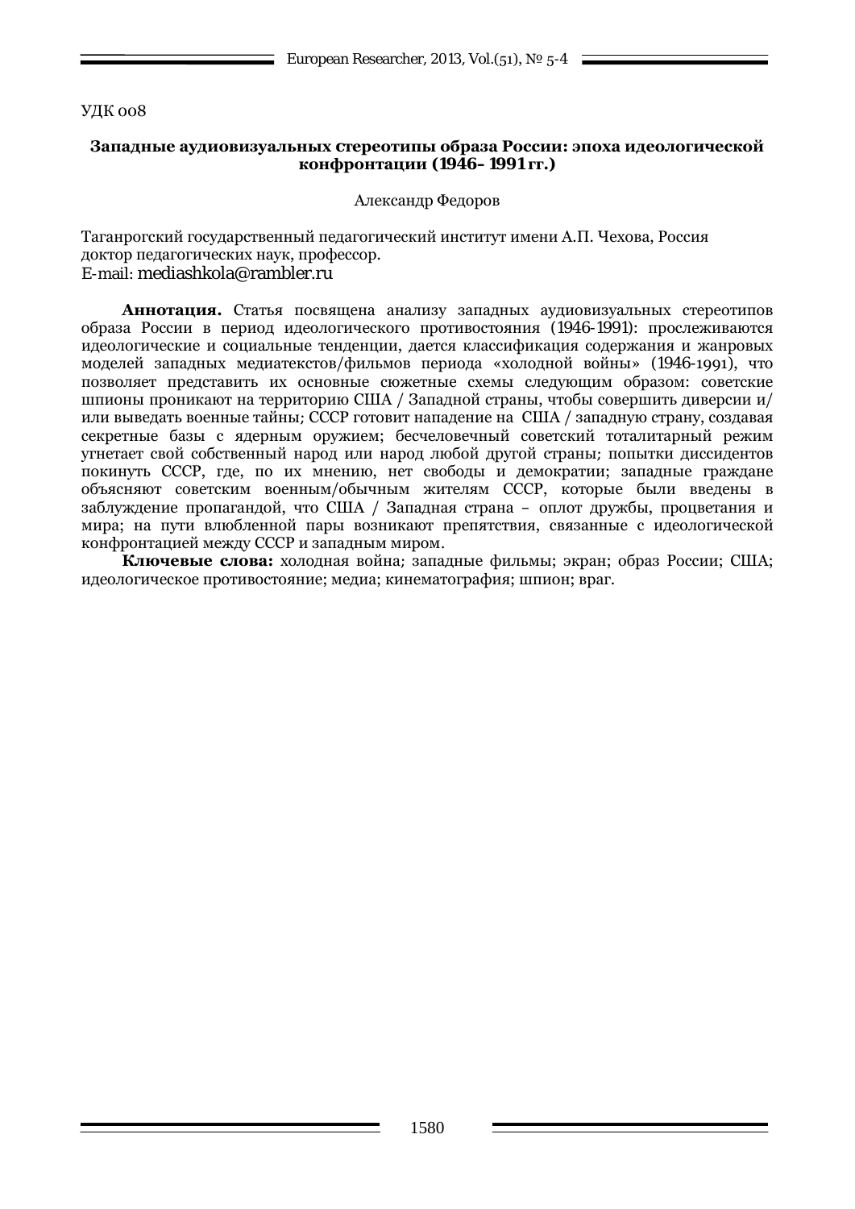УДК 008

**Западные аудиовизуальных стереотипы образа России: эпоха идеологической конфронтации (1946– 1991 гг.)**

Александр Федоров

Таганрогский государственный педагогический институт имени А.П. Чехова, Россия
доктор педагогических наук, профессор.
E-mail: mediashkola@rambler.ru

**Аннотация.** Статья посвящена анализу западных аудиовизуальных стереотипов образа России в период идеологического противостояния (1946-1991): прослеживаются идеологические и социальные тенденции, дается классификация содержания и жанровых моделей западных медиатекстов/фильмов периода «холодной войны» (1946-1991), что позволяет представить их основные сюжетные схемы следующим образом: советские шпионы проникают на территорию США / Западной страны, чтобы совершить диверсии и/ или выведать военные тайны; СССР готовит нападение на США / западную страну, создавая секретные базы с ядерным оружием; бесчеловечный советский тоталитарный режим угнетает свой собственный народ или народ любой другой страны; попытки диссидентов покинуть СССР, где, по их мнению, нет свободы и демократии; западные граждане объясняют советским военным/обычным жителям СССР, которые были введены в заблуждение пропагандой, что США / Западная страна – оплот дружбы, процветания и мира; на пути влюбленной пары возникают препятствия, связанные с идеологической конфронтацией между СССР и западным миром.

**Ключевые слова:** холодная война; западные фильмы; экран; образ России; США; идеологическое противостояние; медиа; кинематография; шпион; враг.